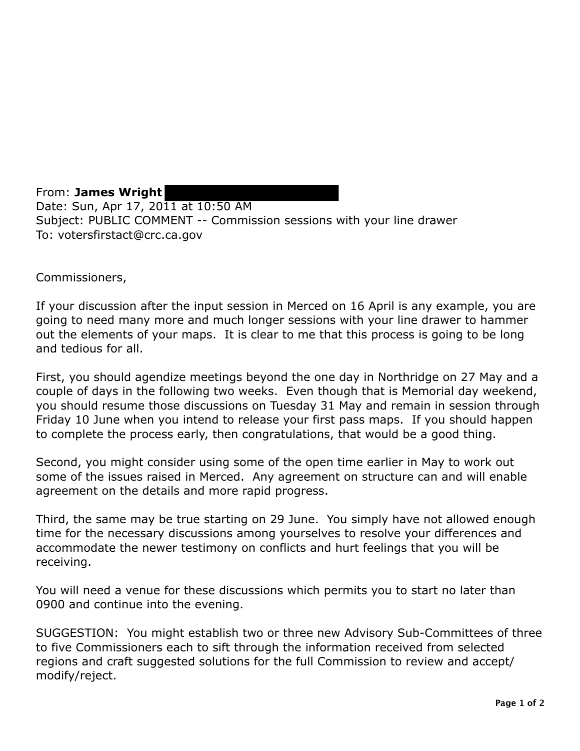From: **James Wright**
Date: Sun, Apr 17, 2011 at 10:50 AM
Subject: PUBLIC COMMENT -- Commission sessions with your line drawer
To: votersfirstact@crc.ca.gov

Commissioners,

If your discussion after the input session in Merced on 16 April is any example, you are going to need many more and much longer sessions with your line drawer to hammer out the elements of your maps. It is clear to me that this process is going to be long and tedious for all.

First, you should agendize meetings beyond the one day in Northridge on 27 May and a couple of days in the following two weeks. Even though that is Memorial day weekend, you should resume those discussions on Tuesday 31 May and remain in session through Friday 10 June when you intend to release your first pass maps. If you should happen to complete the process early, then congratulations, that would be a good thing.

Second, you might consider using some of the open time earlier in May to work out some of the issues raised in Merced. Any agreement on structure can and will enable agreement on the details and more rapid progress.

Third, the same may be true starting on 29 June. You simply have not allowed enough time for the necessary discussions among yourselves to resolve your differences and accommodate the newer testimony on conflicts and hurt feelings that you will be receiving.

You will need a venue for these discussions which permits you to start no later than 0900 and continue into the evening.

SUGGESTION: You might establish two or three new Advisory Sub-Committees of three to five Commissioners each to sift through the information received from selected regions and craft suggested solutions for the full Commission to review and accept/modify/reject.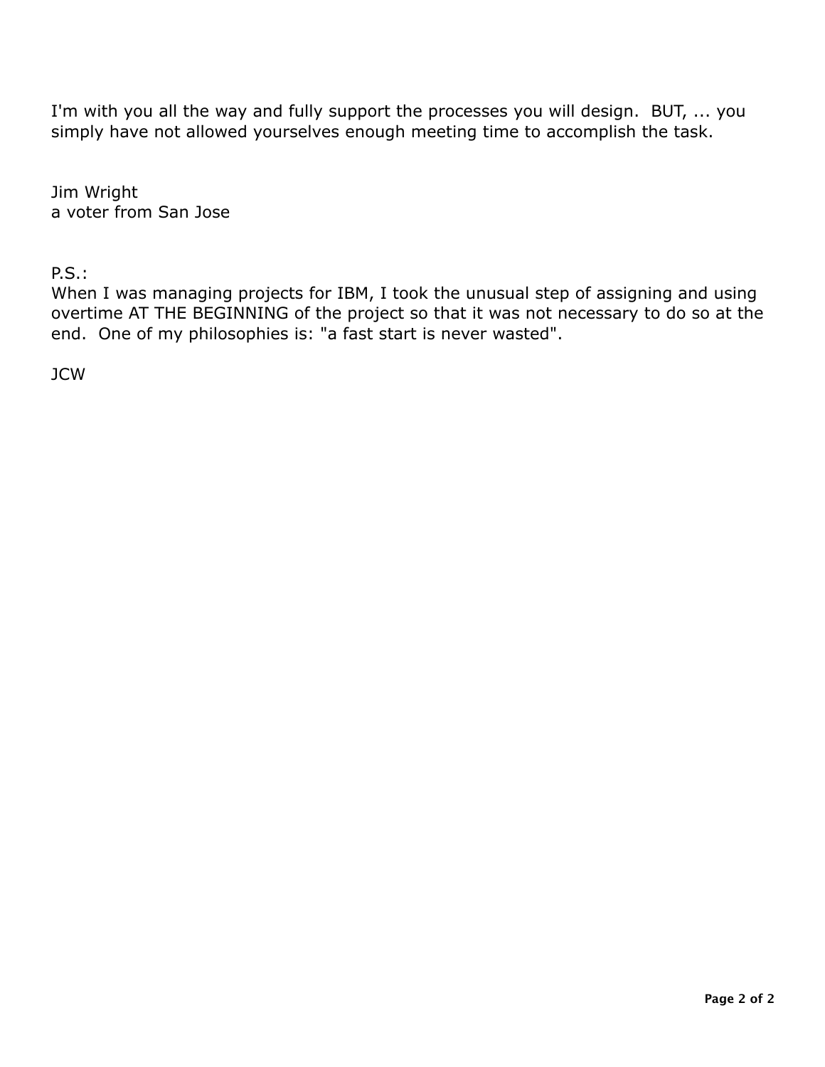I'm with you all the way and fully support the processes you will design.  BUT, ... you simply have not allowed yourselves enough meeting time to accomplish the task.

Jim Wright
a voter from San Jose

P.S.:
When I was managing projects for IBM, I took the unusual step of assigning and using overtime AT THE BEGINNING of the project so that it was not necessary to do so at the end.  One of my philosophies is: "a fast start is never wasted".

JCW